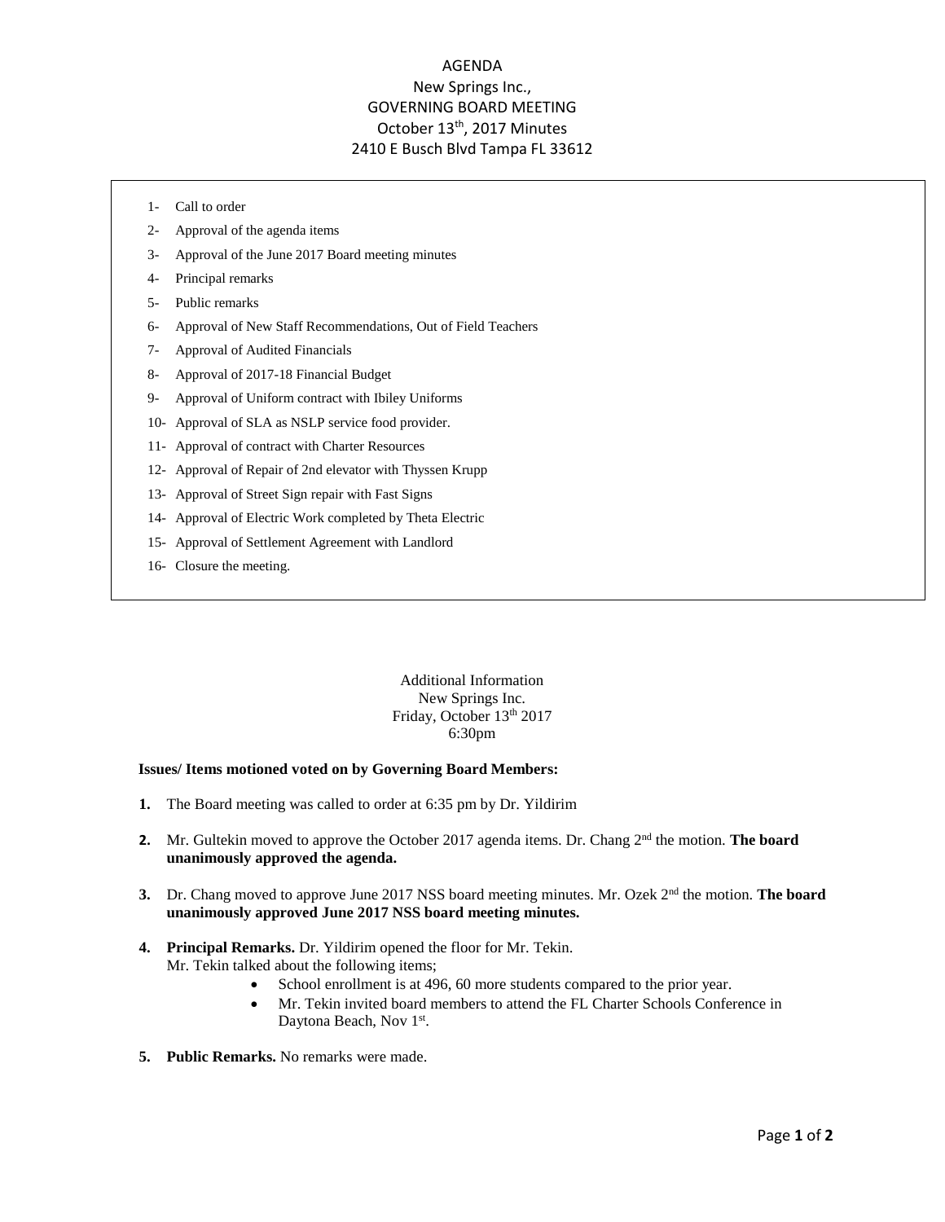# AGENDA

## New Springs Inc.,
## GOVERNING BOARD MEETING
## October 13th, 2017 Minutes
## 2410 E Busch Blvd Tampa FL 33612

1- Call to order
2- Approval of the agenda items
3- Approval of the June 2017 Board meeting minutes
4- Principal remarks
5- Public remarks
6- Approval of New Staff Recommendations, Out of Field Teachers
7- Approval of Audited Financials
8- Approval of 2017-18 Financial Budget
9- Approval of Uniform contract with Ibiley Uniforms
10- Approval of SLA as NSLP service food provider.
11- Approval of contract with Charter Resources
12- Approval of Repair of 2nd elevator with Thyssen Krupp
13- Approval of Street Sign repair with Fast Signs
14- Approval of Electric Work completed by Theta Electric
15- Approval of Settlement Agreement with Landlord
16- Closure the meeting.

Additional Information
New Springs Inc.
Friday, October 13th 2017
6:30pm

**Issues/ Items motioned voted on by Governing Board Members:**

1. The Board meeting was called to order at 6:35 pm by Dr. Yildirim

2. Mr. Gultekin moved to approve the October 2017 agenda items. Dr. Chang 2nd the motion. **The board unanimously approved the agenda.**

3. Dr. Chang moved to approve June 2017 NSS board meeting minutes. Mr. Ozek 2nd the motion. **The board unanimously approved June 2017 NSS board meeting minutes.**

4. **Principal Remarks.** Dr. Yildirim opened the floor for Mr. Tekin.
   Mr. Tekin talked about the following items;
   - School enrollment is at 496, 60 more students compared to the prior year.
   - Mr. Tekin invited board members to attend the FL Charter Schools Conference in Daytona Beach, Nov 1st.

5. **Public Remarks.** No remarks were made.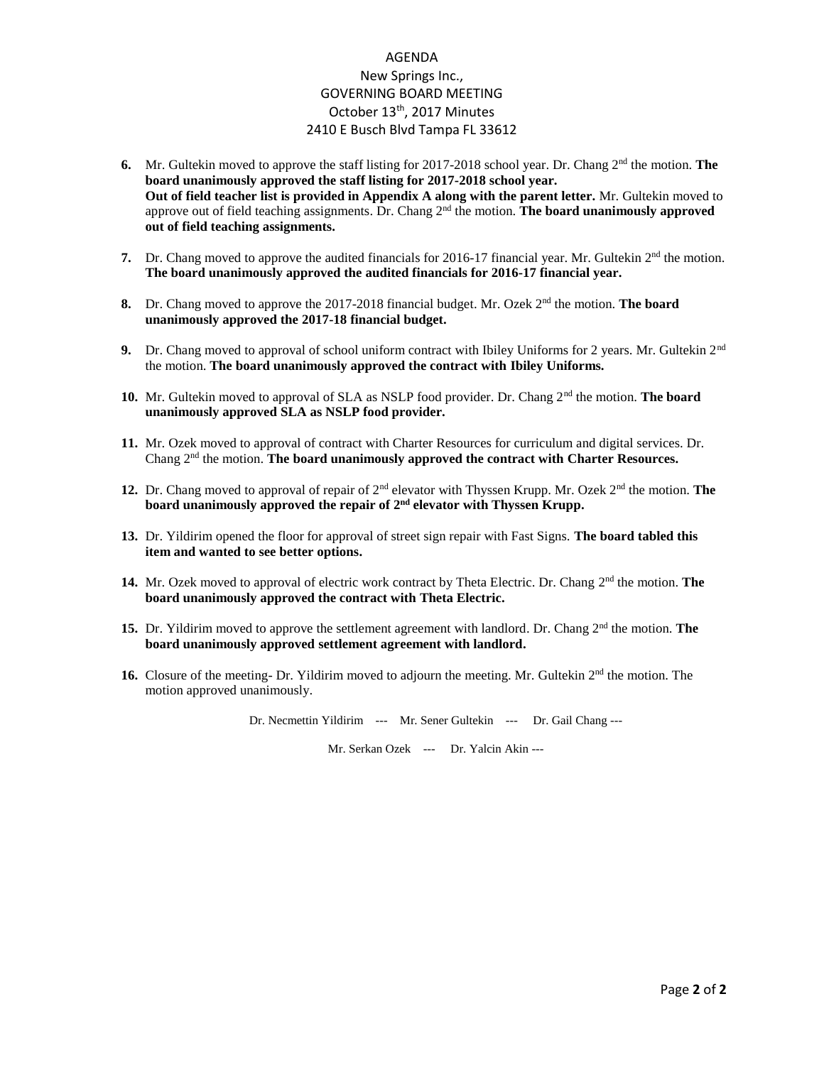# AGENDA

## New Springs Inc.,

## GOVERNING BOARD MEETING

## October 13th, 2017 Minutes

## 2410 E Busch Blvd Tampa FL 33612

6. Mr. Gultekin moved to approve the staff listing for 2017-2018 school year. Dr. Chang 2nd the motion. **The board unanimously approved the staff listing for 2017-2018 school year.**
   **Out of field teacher list is provided in Appendix A along with the parent letter.** Mr. Gultekin moved to approve out of field teaching assignments. Dr. Chang 2nd the motion. **The board unanimously approved out of field teaching assignments.**

7. Dr. Chang moved to approve the audited financials for 2016-17 financial year. Mr. Gultekin 2nd the motion. **The board unanimously approved the audited financials for 2016-17 financial year.**

8. Dr. Chang moved to approve the 2017-2018 financial budget. Mr. Ozek 2nd the motion. **The board unanimously approved the 2017-18 financial budget.**

9. Dr. Chang moved to approval of school uniform contract with Ibiley Uniforms for 2 years. Mr. Gultekin 2nd the motion. **The board unanimously approved the contract with Ibiley Uniforms.**

10. Mr. Gultekin moved to approval of SLA as NSLP food provider. Dr. Chang 2nd the motion. **The board unanimously approved SLA as NSLP food provider.**

11. Mr. Ozek moved to approval of contract with Charter Resources for curriculum and digital services. Dr. Chang 2nd the motion. **The board unanimously approved the contract with Charter Resources.**

12. Dr. Chang moved to approval of repair of 2nd elevator with Thyssen Krupp. Mr. Ozek 2nd the motion. **The board unanimously approved the repair of 2nd elevator with Thyssen Krupp.**

13. Dr. Yildirim opened the floor for approval of street sign repair with Fast Signs. **The board tabled this item and wanted to see better options.**

14. Mr. Ozek moved to approval of electric work contract by Theta Electric. Dr. Chang 2nd the motion. **The board unanimously approved the contract with Theta Electric.**

15. Dr. Yildirim moved to approve the settlement agreement with landlord. Dr. Chang 2nd the motion. **The board unanimously approved settlement agreement with landlord.**

16. Closure of the meeting- Dr. Yildirim moved to adjourn the meeting. Mr. Gultekin 2nd the motion. The motion approved unanimously.

Dr. Necmettin Yildirim --- Mr. Sener Gultekin --- Dr. Gail Chang ---

Mr. Serkan Ozek --- Dr. Yalcin Akin ---